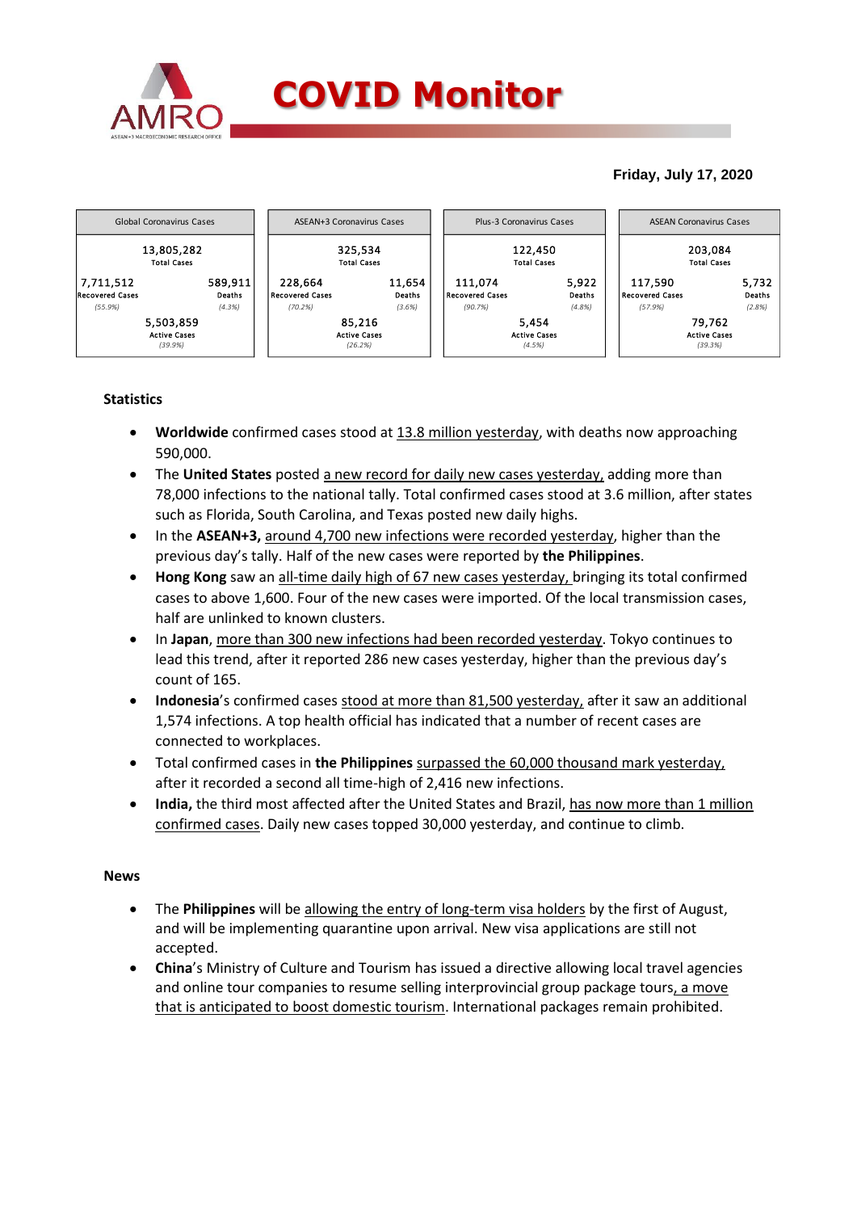# COVID Monitor

**Friday, July 17, 2020**

| Global Coronavirus Cases | | ASEAN+3 Coronavirus Cases | | Plus-3 Coronavirus Cases | | ASEAN Coronavirus Cases | |
|---|---|---|---|---|---|---|---|
| 13,805,282 Total Cases | | 325,534 Total Cases | | 122,450 Total Cases | | 203,084 Total Cases | |
| 7,711,512 Recovered Cases (55.9%) | 589,911 Deaths (4.3%) | 228,664 Recovered Cases (70.2%) | 11,654 Deaths (3.6%) | 111,074 Recovered Cases (90.7%) | 5,922 Deaths (4.8%) | 117,590 Recovered Cases (57.9%) | 5,732 Deaths (2.8%) |
| 5,503,859 Active Cases (39.9%) | | 85,216 Active Cases (26.2%) | | 5,454 Active Cases (4.5%) | | 79,762 Active Cases (39.3%) | |

**Statistics**

- **Worldwide** confirmed cases stood at 13.8 million yesterday, with deaths now approaching 590,000.
- The **United States** posted a new record for daily new cases yesterday, adding more than 78,000 infections to the national tally. Total confirmed cases stood at 3.6 million, after states such as Florida, South Carolina, and Texas posted new daily highs.
- In the **ASEAN+3,** around 4,700 new infections were recorded yesterday, higher than the previous day's tally. Half of the new cases were reported by **the Philippines**.
- **Hong Kong** saw an all-time daily high of 67 new cases yesterday, bringing its total confirmed cases to above 1,600. Four of the new cases were imported. Of the local transmission cases, half are unlinked to known clusters.
- In **Japan**, more than 300 new infections had been recorded yesterday. Tokyo continues to lead this trend, after it reported 286 new cases yesterday, higher than the previous day's count of 165.
- **Indonesia**'s confirmed cases stood at more than 81,500 yesterday, after it saw an additional 1,574 infections. A top health official has indicated that a number of recent cases are connected to workplaces.
- Total confirmed cases in **the Philippines** surpassed the 60,000 thousand mark yesterday, after it recorded a second all time-high of 2,416 new infections.
- **India,** the third most affected after the United States and Brazil, has now more than 1 million confirmed cases. Daily new cases topped 30,000 yesterday, and continue to climb.

**News**

- The **Philippines** will be allowing the entry of long-term visa holders by the first of August, and will be implementing quarantine upon arrival. New visa applications are still not accepted.
- **China**'s Ministry of Culture and Tourism has issued a directive allowing local travel agencies and online tour companies to resume selling interprovincial group package tours, a move that is anticipated to boost domestic tourism. International packages remain prohibited.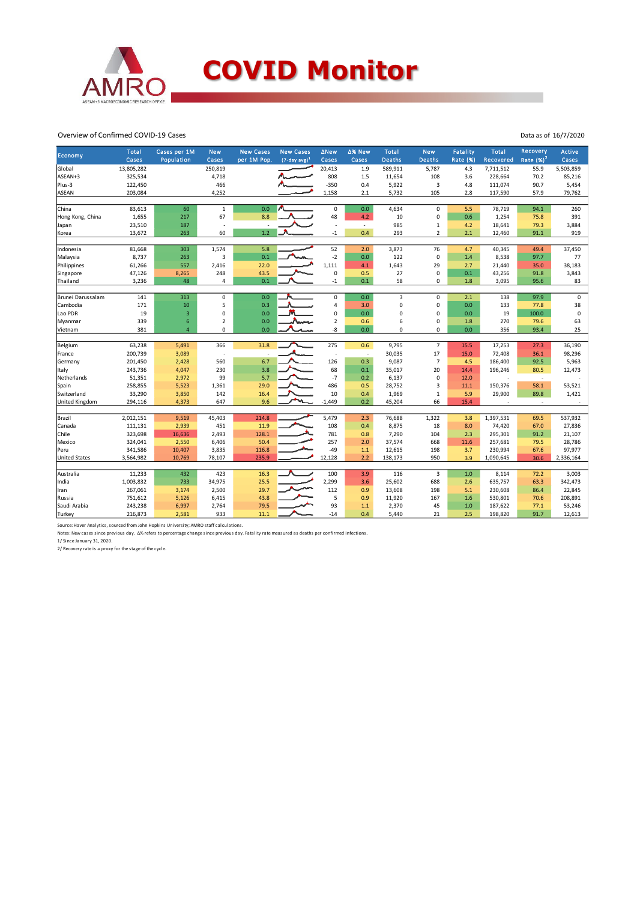# COVID Monitor

Overview of Confirmed COVID-19 Cases

Data as of 16/7/2020

| Economy | Total Cases | Cases per 1M Population | New Cases | New Cases per 1M Pop. | New Cases (7-day avg)[1] | ΔNew Cases | Δ% New Cases | Total Deaths | New Deaths | Fatality Rate (%) | Total Recovered | Recovery Rate (%)[2] | Active Cases |
|---|---|---|---|---|---|---|---|---|---|---|---|---|---|
| Global | 13,805,282 | | 250,819 | | | 20,413 | 1.9 | 589,911 | 5,787 | 4.3 | 7,711,512 | 55.9 | 5,503,859 |
| ASEAN+3 | 325,534 | | 4,718 | | | 808 | 1.5 | 11,654 | 108 | 3.6 | 228,664 | 70.2 | 85,216 |
| Plus-3 | 122,450 | | 466 | | | -350 | 0.4 | 5,922 | 3 | 4.8 | 111,074 | 90.7 | 5,454 |
| ASEAN | 203,084 | | 4,252 | | | 1,158 | 2.1 | 5,732 | 105 | 2.8 | 117,590 | 57.9 | 79,762 |
| | | | | | | | | | | | | | |
| China | 83,613 | 60 | 1 | 0.0 | | 0 | 0.0 | 4,634 | 0 | 5.5 | 78,719 | 94.1 | 260 |
| Hong Kong, China | 1,655 | 217 | 67 | 8.8 | | 48 | 4.2 | 10 | 0 | 0.6 | 1,254 | 75.8 | 391 |
| Japan | 23,510 | 187 | - | - | | - | - | 985 | 1 | 4.2 | 18,641 | 79.3 | 3,884 |
| Korea | 13,672 | 263 | 60 | 1.2 | | -1 | 0.4 | 293 | 2 | 2.1 | 12,460 | 91.1 | 919 |
| | | | | | | | | | | | | | |
| Indonesia | 81,668 | 303 | 1,574 | 5.8 | | 52 | 2.0 | 3,873 | 76 | 4.7 | 40,345 | 49.4 | 37,450 |
| Malaysia | 8,737 | 263 | 3 | 0.1 | | -2 | 0.0 | 122 | 0 | 1.4 | 8,538 | 97.7 | 77 |
| Philippines | 61,266 | 557 | 2,416 | 22.0 | | 1,111 | 4.1 | 1,643 | 29 | 2.7 | 21,440 | 35.0 | 38,183 |
| Singapore | 47,126 | 8,265 | 248 | 43.5 | | 0 | 0.5 | 27 | 0 | 0.1 | 43,256 | 91.8 | 3,843 |
| Thailand | 3,236 | 48 | 4 | 0.1 | | -1 | 0.1 | 58 | 0 | 1.8 | 3,095 | 95.6 | 83 |
| | | | | | | | | | | | | | |
| Brunei Darussalam | 141 | 313 | 0 | 0.0 | | 0 | 0.0 | 3 | 0 | 2.1 | 138 | 97.9 | 0 |
| Cambodia | 171 | 10 | 5 | 0.3 | | 4 | 3.0 | 0 | 0 | 0.0 | 133 | 77.8 | 38 |
| Lao PDR | 19 | 3 | 0 | 0.0 | | 0 | 0.0 | 0 | 0 | 0.0 | 19 | 100.0 | 0 |
| Myanmar | 339 | 6 | 2 | 0.0 | | 2 | 0.6 | 6 | 0 | 1.8 | 270 | 79.6 | 63 |
| Vietnam | 381 | 4 | 0 | 0.0 | | -8 | 0.0 | 0 | 0 | 0.0 | 356 | 93.4 | 25 |
| | | | | | | | | | | | | | |
| Belgium | 63,238 | 5,491 | 366 | 31.8 | | 275 | 0.6 | 9,795 | 7 | 15.5 | 17,253 | 27.3 | 36,190 |
| France | 200,739 | 3,089 | - | - | | - | - | 30,035 | 17 | 15.0 | 72,408 | 36.1 | 98,296 |
| Germany | 201,450 | 2,428 | 560 | 6.7 | | 126 | 0.3 | 9,087 | 7 | 4.5 | 186,400 | 92.5 | 5,963 |
| Italy | 243,736 | 4,047 | 230 | 3.8 | | 68 | 0.1 | 35,017 | 20 | 14.4 | 196,246 | 80.5 | 12,473 |
| Netherlands | 51,351 | 2,972 | 99 | 5.7 | | -7 | 0.2 | 6,137 | 0 | 12.0 | - | - | - |
| Spain | 258,855 | 5,523 | 1,361 | 29.0 | | 486 | 0.5 | 28,752 | 3 | 11.1 | 150,376 | 58.1 | 53,521 |
| Switzerland | 33,290 | 3,850 | 142 | 16.4 | | 10 | 0.4 | 1,969 | 1 | 5.9 | 29,900 | 89.8 | 1,421 |
| United Kingdom | 294,116 | 4,373 | 647 | 9.6 | | -1,449 | 0.2 | 45,204 | 66 | 15.4 | - | - | - |
| | | | | | | | | | | | | | |
| Brazil | 2,012,151 | 9,519 | 45,403 | 214.8 | | 5,479 | 2.3 | 76,688 | 1,322 | 3.8 | 1,397,531 | 69.5 | 537,932 |
| Canada | 111,131 | 2,939 | 451 | 11.9 | | 108 | 0.4 | 8,875 | 18 | 8.0 | 74,420 | 67.0 | 27,836 |
| Chile | 323,698 | 16,636 | 2,493 | 128.1 | | 781 | 0.8 | 7,290 | 104 | 2.3 | 295,301 | 91.2 | 21,107 |
| Mexico | 324,041 | 2,550 | 6,406 | 50.4 | | 257 | 2.0 | 37,574 | 668 | 11.6 | 257,681 | 79.5 | 28,786 |
| Peru | 341,586 | 10,407 | 3,835 | 116.8 | | -49 | 1.1 | 12,615 | 198 | 3.7 | 230,994 | 67.6 | 97,977 |
| United States | 3,564,982 | 10,769 | 78,107 | 235.9 | | 12,128 | 2.2 | 138,173 | 950 | 3.9 | 1,090,645 | 30.6 | 2,336,164 |
| | | | | | | | | | | | | | |
| Australia | 11,233 | 432 | 423 | 16.3 | | 100 | 3.9 | 116 | 3 | 1.0 | 8,114 | 72.2 | 3,003 |
| India | 1,003,832 | 733 | 34,975 | 25.5 | | 2,299 | 3.6 | 25,602 | 688 | 2.6 | 635,757 | 63.3 | 342,473 |
| Iran | 267,061 | 3,174 | 2,500 | 29.7 | | 112 | 0.9 | 13,608 | 198 | 5.1 | 230,608 | 86.4 | 22,845 |
| Russia | 751,612 | 5,126 | 6,415 | 43.8 | | 5 | 0.9 | 11,920 | 167 | 1.6 | 530,801 | 70.6 | 208,891 |
| Saudi Arabia | 243,238 | 6,997 | 2,764 | 79.5 | | 93 | 1.1 | 2,370 | 45 | 1.0 | 187,622 | 77.1 | 53,246 |
| Turkey | 216,873 | 2,581 | 933 | 11.1 | | -14 | 0.4 | 5,440 | 21 | 2.5 | 198,820 | 91.7 | 12,613 |

Source: Haver Analytics, sourced from John Hopkins University; AMRO staff calculations.

Notes: New cases since previous day. Δ% refers to percentage change since previous day. Fatality rate measured as deaths per confirmed infections.

1/ Since January 31, 2020.

2/ Recovery rate is a proxy for the stage of the cycle.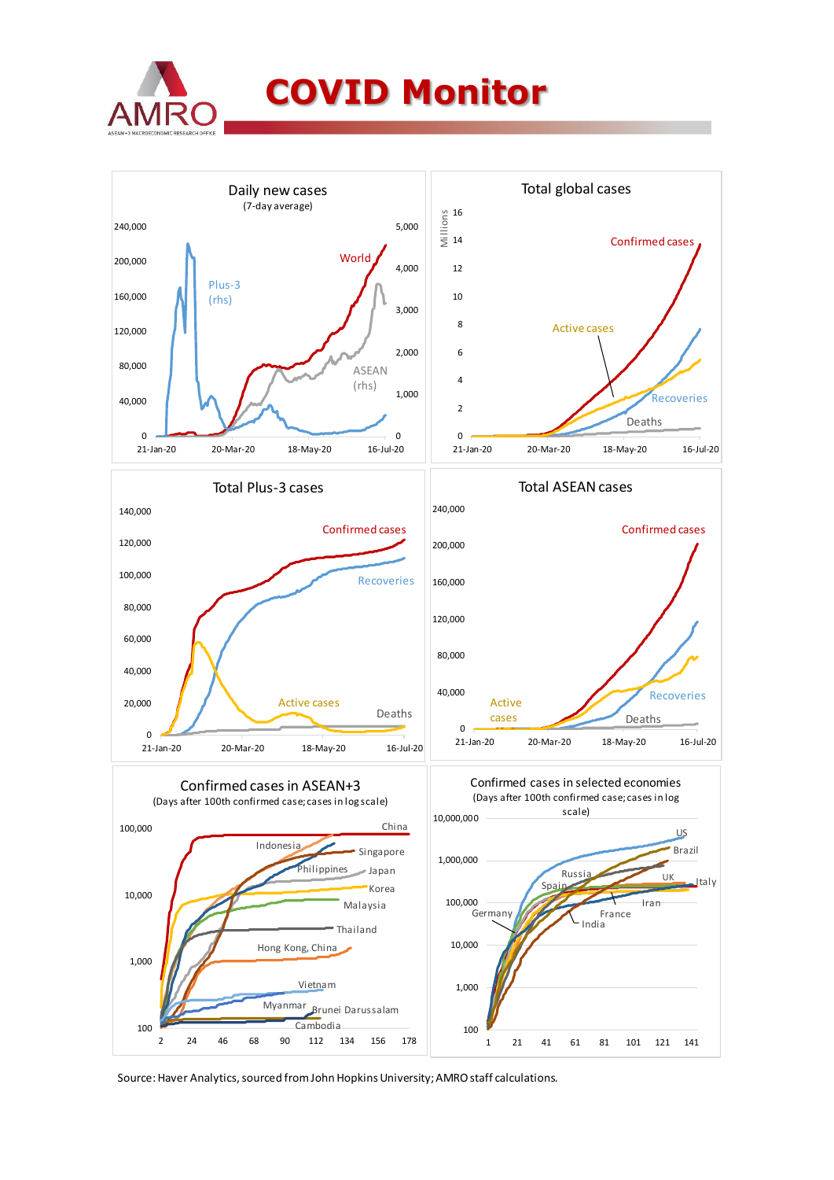# COVID Monitor

AMRO

ASEAN+3 MACROECONOMIC RESEARCH OFFICE

## Daily new cases

(7-day average)

240,000
200,000
160,000
120,000
80,000
40,000
0

5,000
4,000
3,000
2,000
1,000
0

21-Jan-20
20-Mar-20
18-May-20
16-Jul-20

World

Plus-3 (rhs)

ASEAN (rhs)

## Total global cases

Millions

16
14
12
10
8
6
4
2
0

21-Jan-20
20-Mar-20
18-May-20
16-Jul-20

Confirmed cases

Active cases

Recoveries

Deaths

## Total Plus-3 cases

140,000
120,000
100,000
80,000
60,000
40,000
20,000
0

21-Jan-20
20-Mar-20
18-May-20
16-Jul-20

Confirmed cases

Recoveries

Active cases

Deaths

## Total ASEAN cases

240,000
200,000
160,000
120,000
80,000
40,000
0

21-Jan-20
20-Mar-20
18-May-20
16-Jul-20

Confirmed cases

Recoveries

Active cases

Deaths

## Confirmed cases in ASEAN+3

(Days after 100th confirmed case; cases in log scale)

100,000
10,000
1,000
100

2
24
46
68
90
112
134
156
178

China
Indonesia
Singapore
Philippines
Japan
Korea
Malaysia
Thailand
Hong Kong, China
Vietnam
Myanmar
Brunei Darussalam
Cambodia

## Confirmed cases in selected economies

(Days after 100th confirmed case; cases in log scale)

10,000,000
1,000,000
100,000
10,000
1,000
100

1
21
41
61
81
101
121
141

US
Brazil
Russia
UK
Italy
Spain
Germany
Iran
France
India

Source: Haver Analytics, sourced from John Hopkins University; AMRO staff calculations.